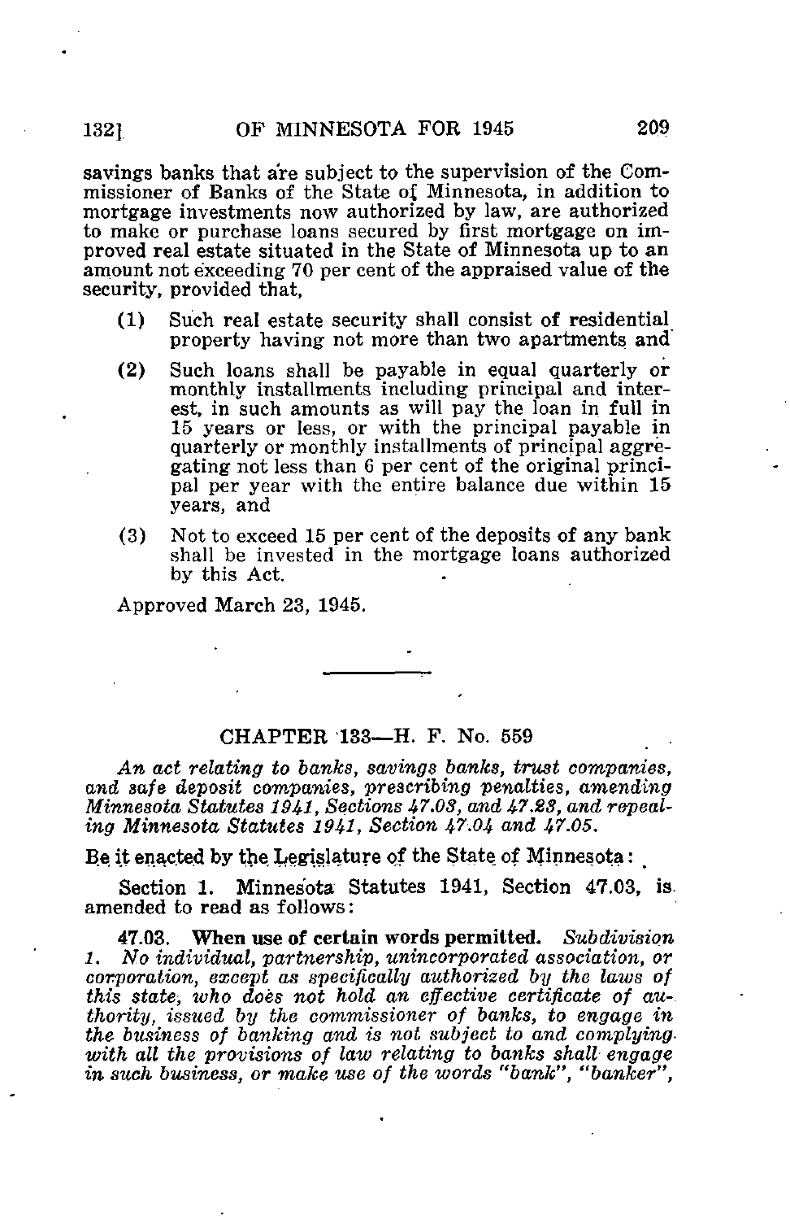savings banks that are subject to the supervision of the Commissioner of Banks of the State of Minnesota, in addition to mortgage investments now authorized by law, are authorized to make or purchase loans secured by first mortgage on improved real estate situated in the State of Minnesota up to an amount not exceeding 70 per cent of the appraised value of the security, provided that,

(1) Such real estate security shall consist of residential property having not more than two apartments and

(2) Such loans shall be payable in equal quarterly or monthly installments including principal and interest, in such amounts as will pay the loan in full in 15 years or less, or with the principal payable in quarterly or monthly installments of principal aggregating not less than 6 per cent of the original principal per year with the entire balance due within 15 years, and

(3) Not to exceed 15 per cent of the deposits of any bank shall be invested in the mortgage loans authorized by this Act.

Approved March 23, 1945.

---

## CHAPTER 133—H. F. No. 559

*An act relating to banks, savings banks, trust companies, and safe deposit companies, prescribing penalties, amending Minnesota Statutes 1941, Sections 47.03, and 47.23, and repealing Minnesota Statutes 1941, Section 47.04 and 47.05.*

Be it enacted by the Legislature of the State of Minnesota:

Section 1. Minnesota Statutes 1941, Section 47.03, is amended to read as follows:

**47.03. When use of certain words permitted.** *Subdivision 1. No individual, partnership, unincorporated association, or corporation, except as specifically authorized by the laws of this state, who does not hold an effective certificate of authority, issued by the commissioner of banks, to engage in the business of banking and is not subject to and complying with all the provisions of law relating to banks shall engage in such business, or make use of the words "bank", "banker",*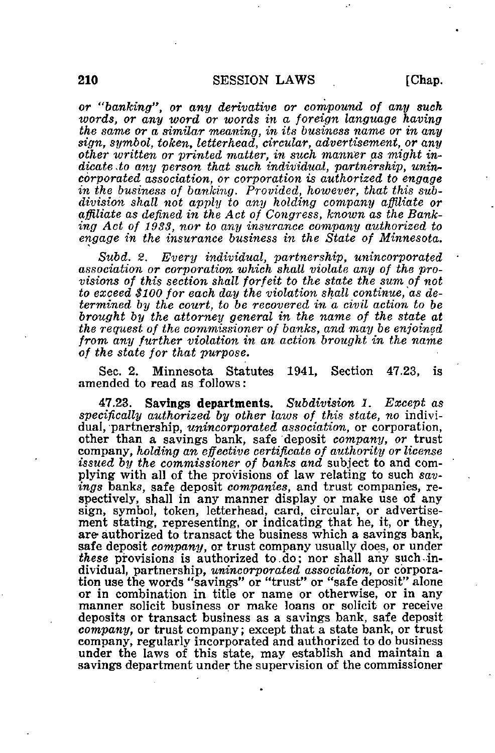*or "banking", or any derivative or compound of any such words, or any word or words in a foreign language having the same or a similar meaning, in its business name or in any sign, symbol, token, letterhead, circular, advertisement, or any other written or printed matter, in such manner as might indicate to any person that such individual, partnership, unincorporated association, or corporation is authorized to engage in the business of banking. Provided, however, that this subdivision shall not apply to any holding company affiliate or affiliate as defined in the Act of Congress, known as the Banking Act of 1933, nor to any insurance company authorized to engage in the insurance business in the State of Minnesota.*

*Subd. 2. Every individual, partnership, unincorporated association or corporation which shall violate any of the provisions of this section shall forfeit to the state the sum of not to exceed $100 for each day the violation shall continue, as determined by the court, to be recovered in a civil action to be brought by the attorney general in the name of the state at the request of the commissioner of banks, and may be enjoined from any further violation in an action brought in the name of the state for that purpose.*

Sec. 2. Minnesota Statutes 1941, Section 47.23, is amended to read as follows:

47.23. **Savings departments.** *Subdivision 1. Except as specifically authorized by other laws of this state, no* individual, partnership, *unincorporated association,* or corporation, other than a savings bank, safe deposit *company, or* trust company, *holding an effective certificate of authority or license issued by the commissioner of banks and* subject to and complying with all of the provisions of law relating to such *savings* banks, safe deposit *companies,* and trust companies, respectively, shall in any manner display or make use of any sign, symbol, token, letterhead, card, circular, or advertisement stating, representing, or indicating that he, it, or they, are authorized to transact the business which a savings bank, safe deposit *company,* or trust company usually does, or under *these* provisions is authorized to do; nor shall any such individual, partnership, *unincorporated association,* or corporation use the words "savings" or "trust" or "safe deposit" alone or in combination in title or name or otherwise, or in any manner solicit business or make loans or solicit or receive deposits or transact business as a savings bank, safe deposit *company,* or trust company; except that a state bank, or trust company, regularly incorporated and authorized to do business under the laws of this state, may establish and maintain a savings department under the supervision of the commissioner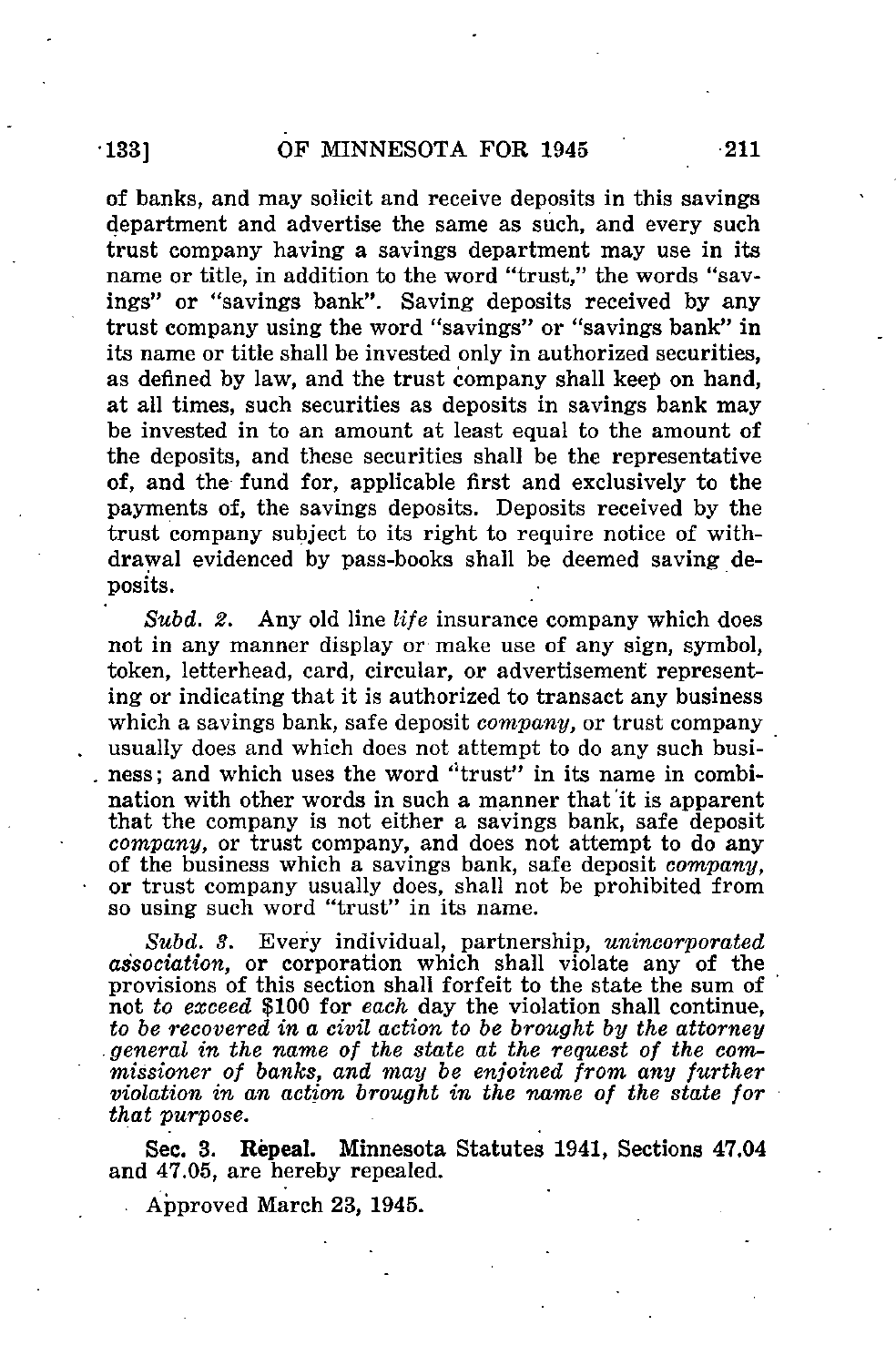of banks, and may solicit and receive deposits in this savings department and advertise the same as such, and every such trust company having a savings department may use in its name or title, in addition to the word "trust," the words "savings" or "savings bank". Saving deposits received by any trust company using the word "savings" or "savings bank" in its name or title shall be invested only in authorized securities, as defined by law, and the trust company shall keep on hand, at all times, such securities as deposits in savings bank may be invested in to an amount at least equal to the amount of the deposits, and these securities shall be the representative of, and the fund for, applicable first and exclusively to the payments of, the savings deposits. Deposits received by the trust company subject to its right to require notice of withdrawal evidenced by pass-books shall be deemed saving deposits.

*Subd. 2.* Any old line *life* insurance company which does not in any manner display or make use of any sign, symbol, token, letterhead, card, circular, or advertisement representing or indicating that it is authorized to transact any business which a savings bank, safe deposit *company,* or trust company usually does and which does not attempt to do any such business; and which uses the word "trust" in its name in combination with other words in such a manner that it is apparent that the company is not either a savings bank, safe deposit *company,* or trust company, and does not attempt to do any of the business which a savings bank, safe deposit *company,* or trust company usually does, shall not be prohibited from so using such word "trust" in its name.

*Subd. 3.* Every individual, partnership, *unincorporated association,* or corporation which shall violate any of the provisions of this section shall forfeit to the state the sum of not *to exceed* $100 for *each* day the violation shall continue, *to be recovered in a civil action to be brought by the attorney general in the name of the state at the request of the commissioner of banks, and may be enjoined from any further violation in an action brought in the name of the state for that purpose.*

**Sec. 3. Repeal.** Minnesota Statutes 1941, Sections 47.04 and 47.05, are hereby repealed.

Approved March 23, 1945.